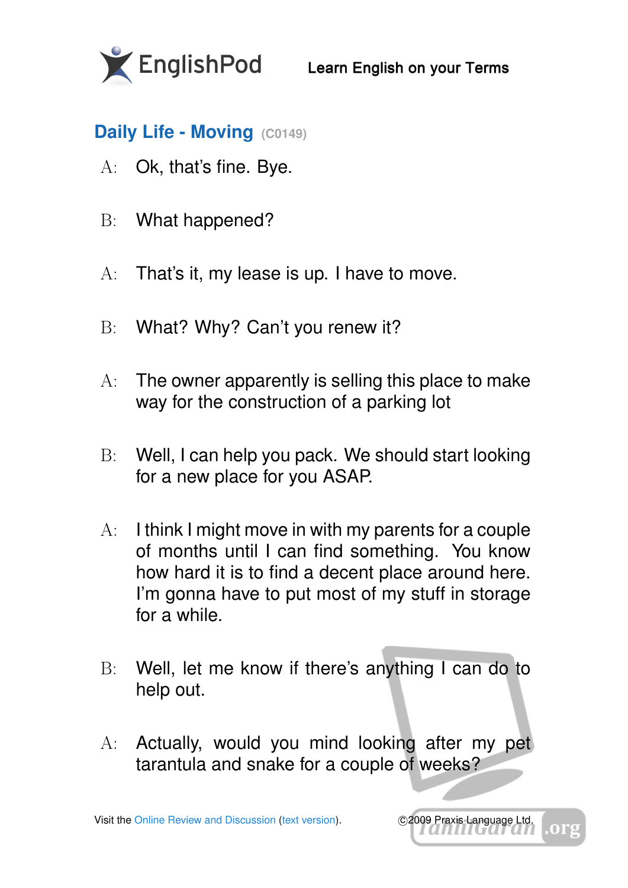# Daily Life - Moving (C0149)

A: Ok, that's fine. Bye.

B: What happened?

A: That's it, my lease is up. I have to move.

B: What? Why? Can't you renew it?

A: The owner apparently is selling this place to make way for the construction of a parking lot

B: Well, I can help you pack. We should start looking for a new place for you ASAP.

A: I think I might move in with my parents for a couple of months until I can find something. You know how hard it is to find a decent place around here. I'm gonna have to put most of my stuff in storage for a while.

B: Well, let me know if there's anything I can do to help out.

A: Actually, would you mind looking after my pet tarantula and snake for a couple of weeks?

Visit the Online Review and Discussion (text version).

©2009 Praxis Language Ltd.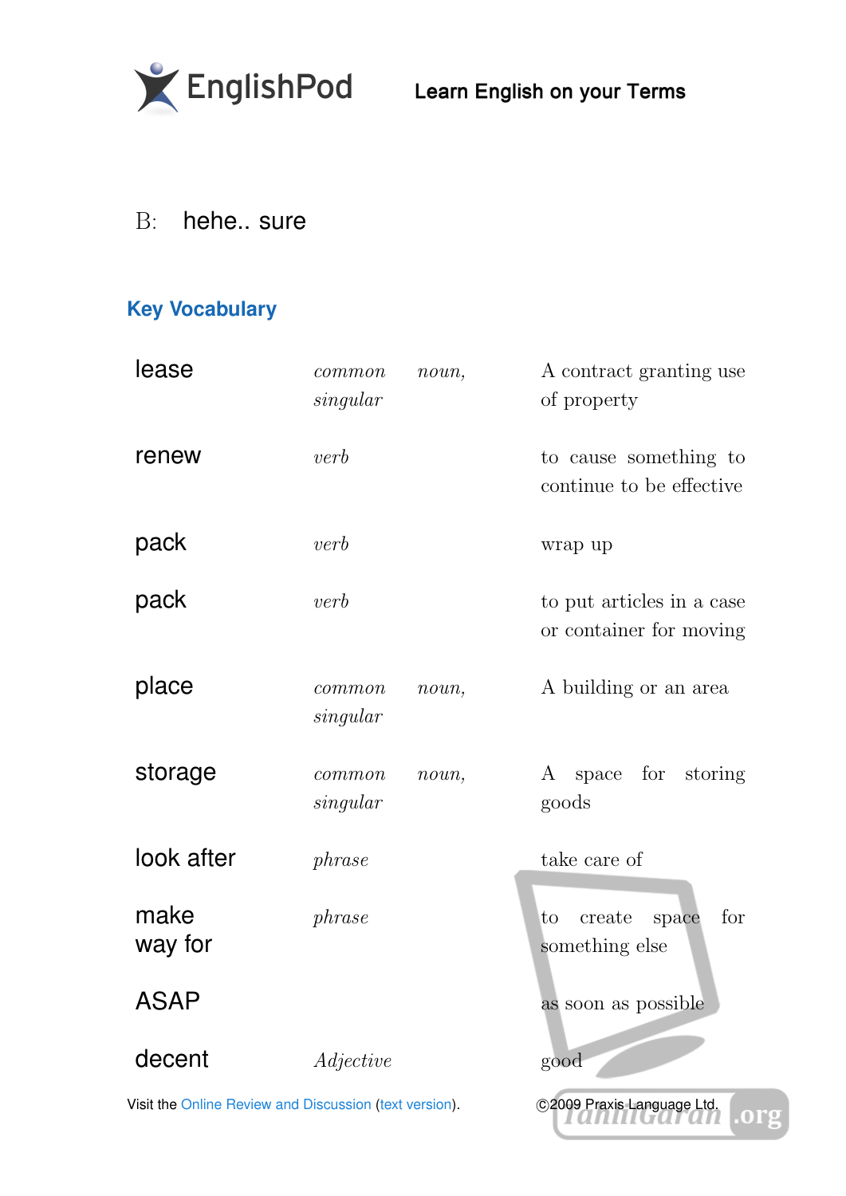B: hehe.. sure

## Key Vocabulary

| | | |
|---|---|---|
| lease | *common noun, singular* | A contract granting use of property |
| renew | *verb* | to cause something to continue to be effective |
| pack | *verb* | wrap up |
| pack | *verb* | to put articles in a case or container for moving |
| place | *common noun, singular* | A building or an area |
| storage | *common noun, singular* | A space for storing goods |
| look after | *phrase* | take care of |
| make way for | *phrase* | to create space for something else |
| ASAP | | as soon as possible |
| decent | *Adjective* | good |

Visit the Online Review and Discussion (text version).

©2009 Praxis Language Ltd.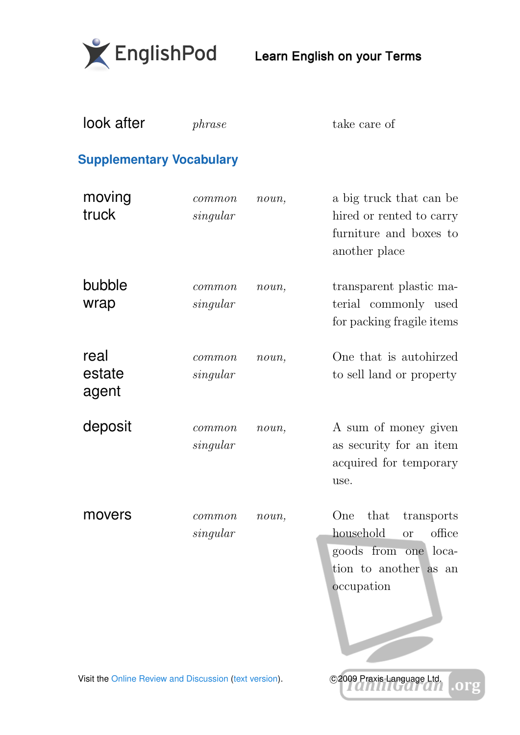| | | |
|---|---|---|
| look after | *phrase* | take care of |

## Supplementary Vocabulary

| | | |
|---|---|---|
| moving truck | *common noun, singular* | a big truck that can be hired or rented to carry furniture and boxes to another place |
| bubble wrap | *common noun, singular* | transparent plastic material commonly used for packing fragile items |
| real estate agent | *common noun, singular* | One that is autohirzed to sell land or property |
| deposit | *common noun, singular* | A sum of money given as security for an item acquired for temporary use. |
| movers | *common noun, singular* | One that transports household or office goods from one location to another as an occupation |

Visit the Online Review and Discussion (text version).

©2009 Praxis Language Ltd.